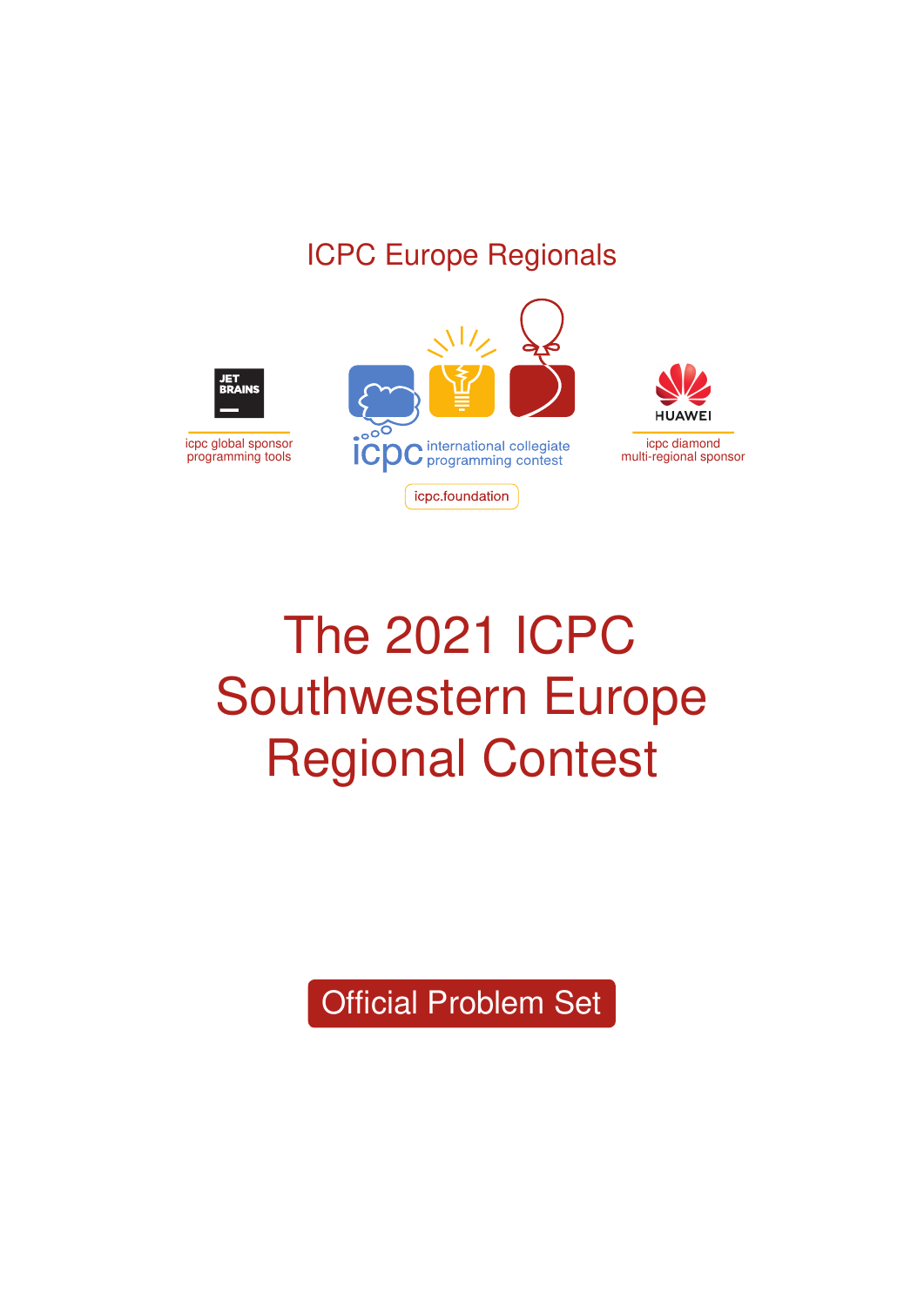ICPC Europe Regionals

JET BRAINS

icpc global sponsor
programming tools

icpc international collegiate programming contest

icpc.foundation

HUAWEI

icpc diamond
multi-regional sponsor

# The 2021 ICPC Southwestern Europe Regional Contest

Official Problem Set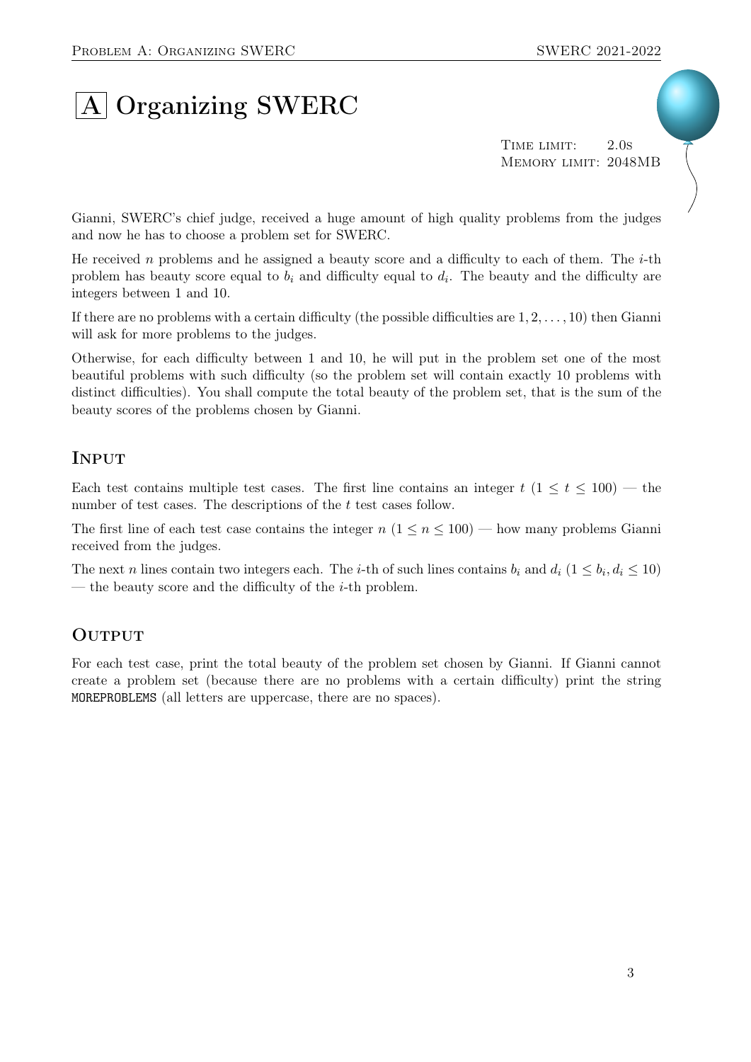# A Organizing SWERC

Time limit: 2.0s
Memory limit: 2048MB

Gianni, SWERC's chief judge, received a huge amount of high quality problems from the judges and now he has to choose a problem set for SWERC.

He received $n$ problems and he assigned a beauty score and a difficulty to each of them. The $i$-th problem has beauty score equal to $b_i$ and difficulty equal to $d_i$. The beauty and the difficulty are integers between 1 and 10.

If there are no problems with a certain difficulty (the possible difficulties are $1, 2, \ldots, 10$) then Gianni will ask for more problems to the judges.

Otherwise, for each difficulty between 1 and 10, he will put in the problem set one of the most beautiful problems with such difficulty (so the problem set will contain exactly 10 problems with distinct difficulties). You shall compute the total beauty of the problem set, that is the sum of the beauty scores of the problems chosen by Gianni.

## Input

Each test contains multiple test cases. The first line contains an integer $t$ ($1 \leq t \leq 100$) — the number of test cases. The descriptions of the $t$ test cases follow.

The first line of each test case contains the integer $n$ ($1 \leq n \leq 100$) — how many problems Gianni received from the judges.

The next $n$ lines contain two integers each. The $i$-th of such lines contains $b_i$ and $d_i$ ($1 \leq b_i, d_i \leq 10$) — the beauty score and the difficulty of the $i$-th problem.

## Output

For each test case, print the total beauty of the problem set chosen by Gianni. If Gianni cannot create a problem set (because there are no problems with a certain difficulty) print the string `MOREPROBLEMS` (all letters are uppercase, there are no spaces).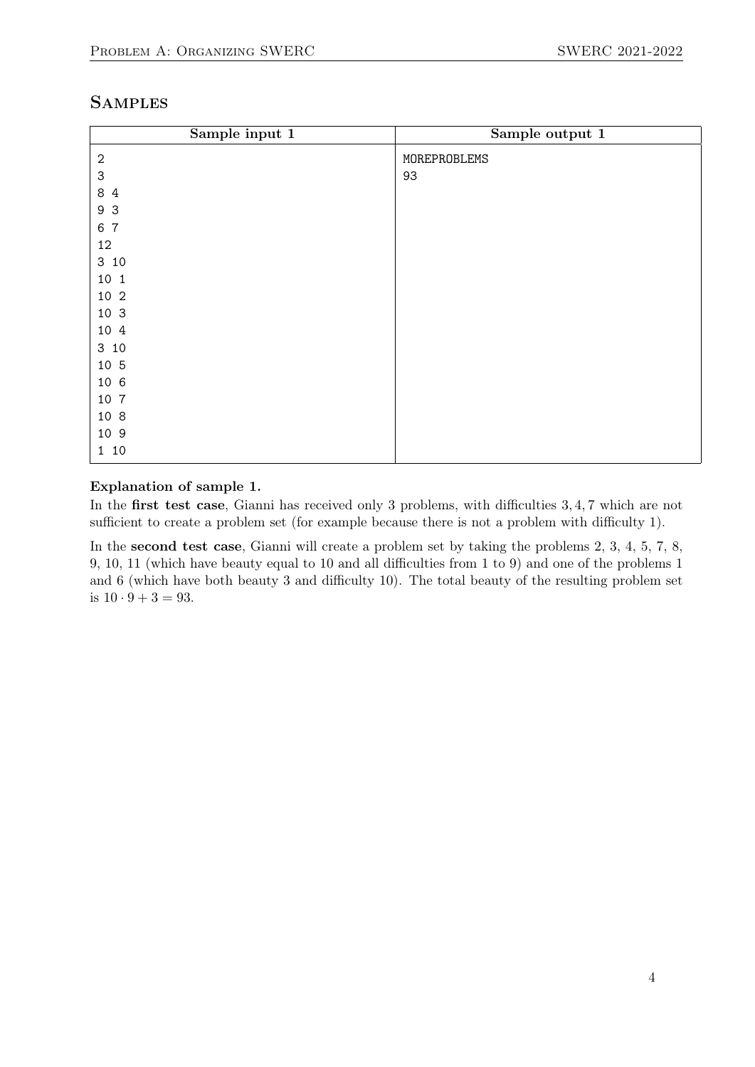## Samples

| Sample input 1 | Sample output 1 |
|---|---|
| 2<br>3<br>8 4<br>9 3<br>6 7<br>12<br>3 10<br>10 1<br>10 2<br>10 3<br>10 4<br>3 10<br>10 5<br>10 6<br>10 7<br>10 8<br>10 9<br>1 10 | MOREPROBLEMS<br>93 |

**Explanation of sample 1.**

In the **first test case**, Gianni has received only 3 problems, with difficulties $3, 4, 7$ which are not sufficient to create a problem set (for example because there is not a problem with difficulty 1).

In the **second test case**, Gianni will create a problem set by taking the problems 2, 3, 4, 5, 7, 8, 9, 10, 11 (which have beauty equal to 10 and all difficulties from 1 to 9) and one of the problems 1 and 6 (which have both beauty 3 and difficulty 10). The total beauty of the resulting problem set is $10 \cdot 9 + 3 = 93$.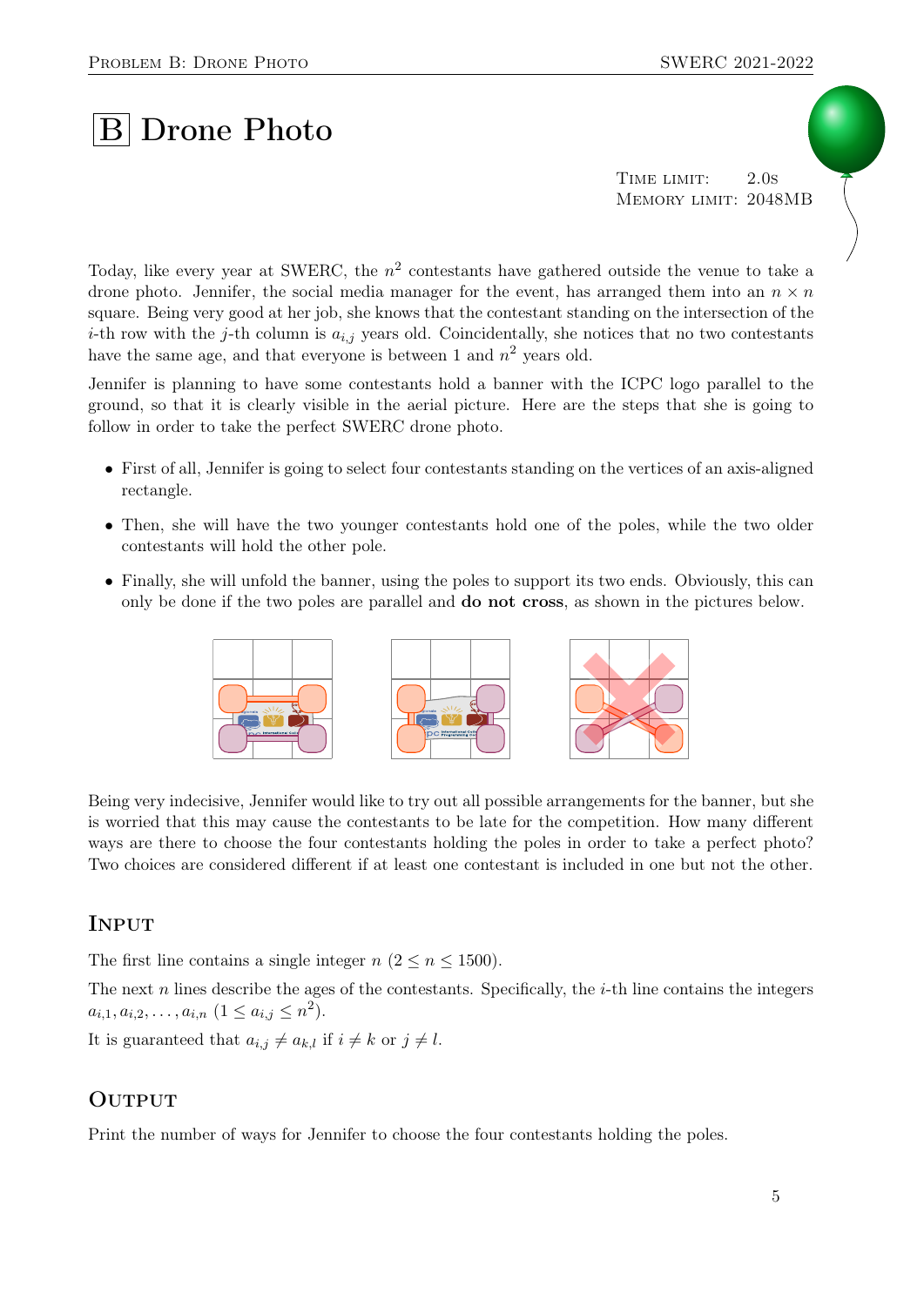# B Drone Photo

Time limit: 2.0s
Memory limit: 2048MB

Today, like every year at SWERC, the $n^2$ contestants have gathered outside the venue to take a drone photo. Jennifer, the social media manager for the event, has arranged them into an $n \times n$ square. Being very good at her job, she knows that the contestant standing on the intersection of the $i$-th row with the $j$-th column is $a_{i,j}$ years old. Coincidentally, she notices that no two contestants have the same age, and that everyone is between 1 and $n^2$ years old.

Jennifer is planning to have some contestants hold a banner with the ICPC logo parallel to the ground, so that it is clearly visible in the aerial picture. Here are the steps that she is going to follow in order to take the perfect SWERC drone photo.

- First of all, Jennifer is going to select four contestants standing on the vertices of an axis-aligned rectangle.
- Then, she will have the two younger contestants hold one of the poles, while the two older contestants will hold the other pole.
- Finally, she will unfold the banner, using the poles to support its two ends. Obviously, this can only be done if the two poles are parallel and **do not cross**, as shown in the pictures below.

Being very indecisive, Jennifer would like to try out all possible arrangements for the banner, but she is worried that this may cause the contestants to be late for the competition. How many different ways are there to choose the four contestants holding the poles in order to take a perfect photo? Two choices are considered different if at least one contestant is included in one but not the other.

## Input

The first line contains a single integer $n$ ($2 \le n \le 1500$).

The next $n$ lines describe the ages of the contestants. Specifically, the $i$-th line contains the integers $a_{i,1}, a_{i,2}, \ldots, a_{i,n}$ ($1 \le a_{i,j} \le n^2$).

It is guaranteed that $a_{i,j} \neq a_{k,l}$ if $i \neq k$ or $j \neq l$.

## Output

Print the number of ways for Jennifer to choose the four contestants holding the poles.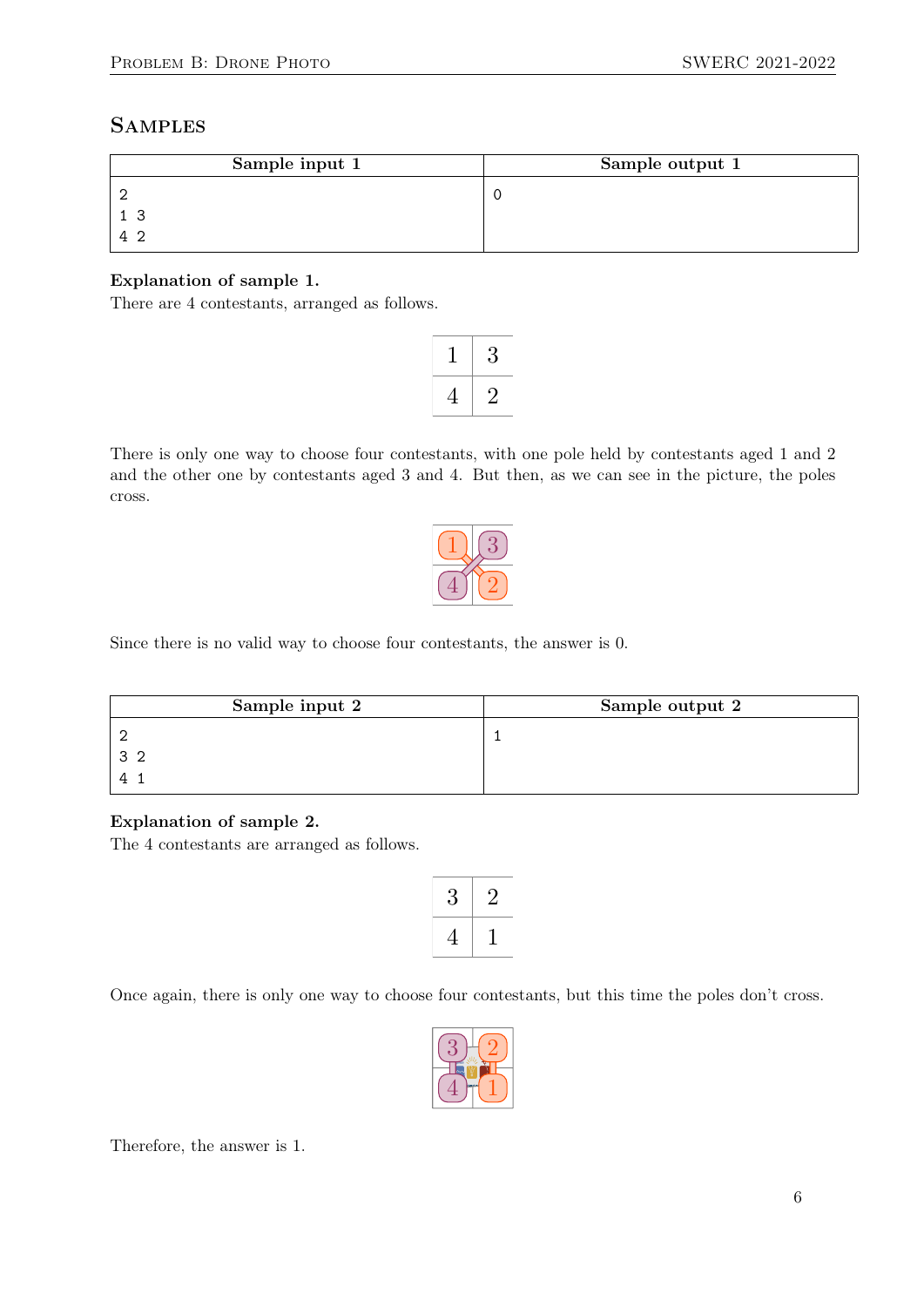## Samples

| Sample input 1 | Sample output 1 |
|---|---|
| 2<br>1 3<br>4 2 | 0 |

**Explanation of sample 1.**
There are 4 contestants, arranged as follows.

| 1 | 3 |
|---|---|
| 4 | 2 |

There is only one way to choose four contestants, with one pole held by contestants aged 1 and 2 and the other one by contestants aged 3 and 4. But then, as we can see in the picture, the poles cross.

Since there is no valid way to choose four contestants, the answer is 0.

| Sample input 2 | Sample output 2 |
|---|---|
| 2<br>3 2<br>4 1 | 1 |

**Explanation of sample 2.**
The 4 contestants are arranged as follows.

| 3 | 2 |
|---|---|
| 4 | 1 |

Once again, there is only one way to choose four contestants, but this time the poles don't cross.

Therefore, the answer is 1.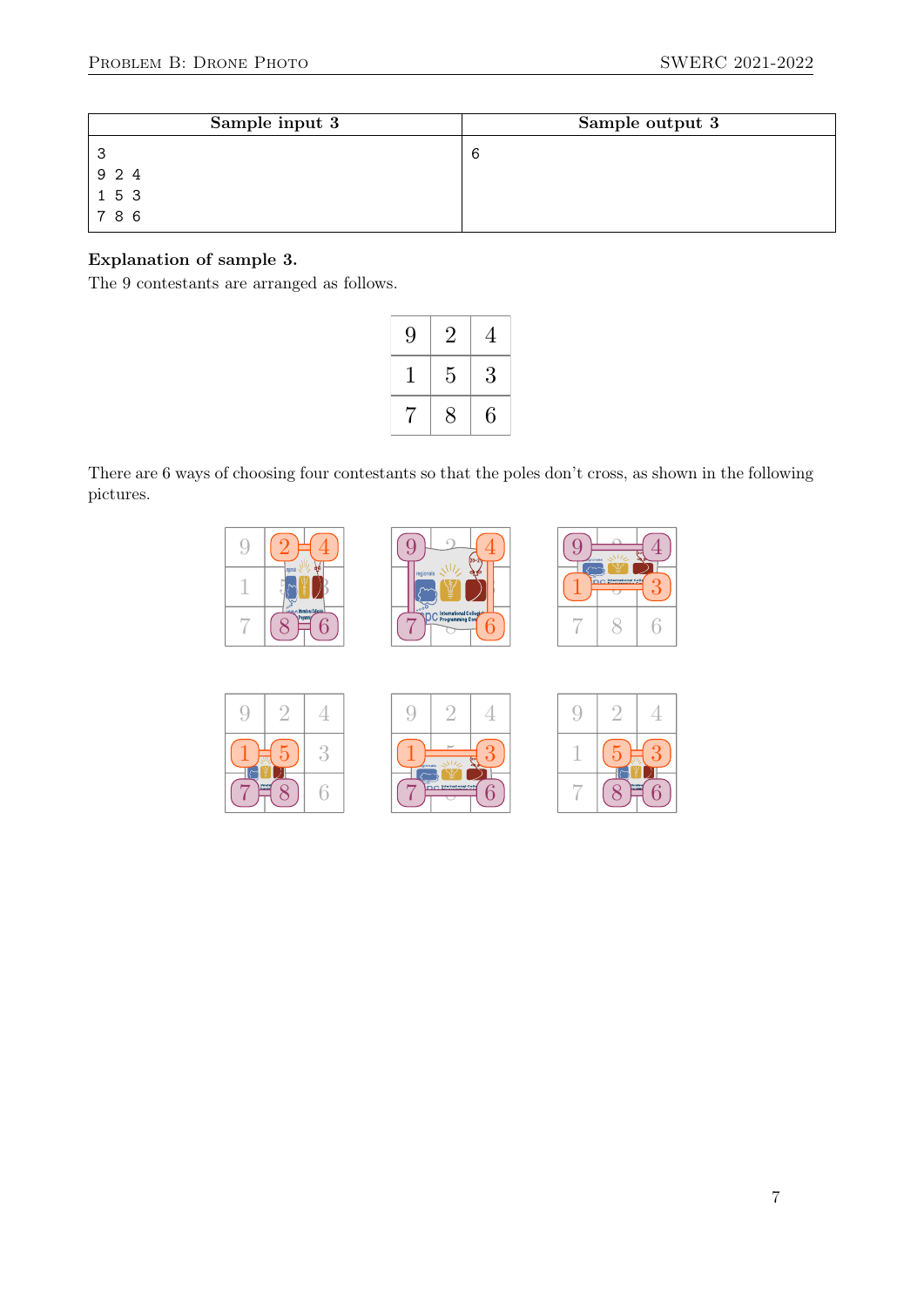| Sample input 3 | Sample output 3 |
| --- | --- |
| 3<br>9 2 4<br>1 5 3<br>7 8 6 | 6 |

**Explanation of sample 3.**
The 9 contestants are arranged as follows.

| 9 | 2 | 4 |
| --- | --- | --- |
| 1 | 5 | 3 |
| 7 | 8 | 6 |

There are 6 ways of choosing four contestants so that the poles don't cross, as shown in the following pictures.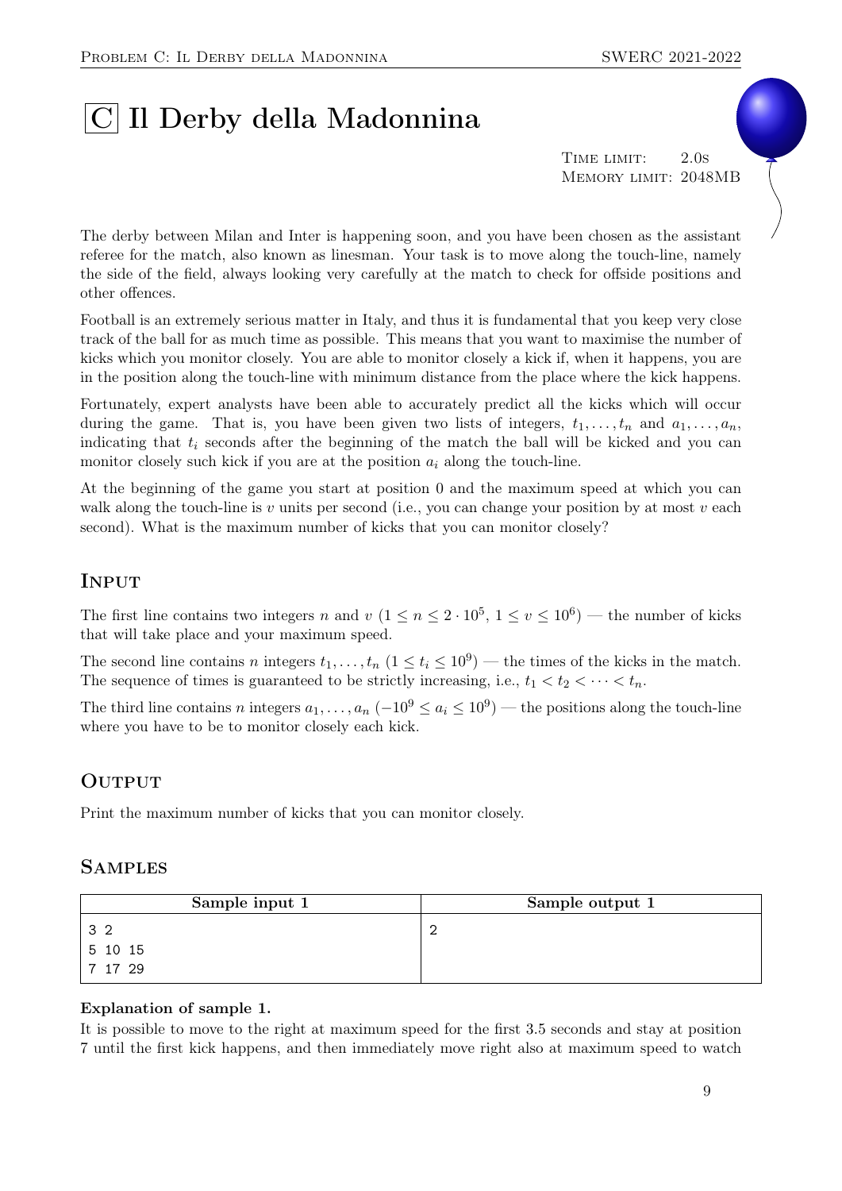# C Il Derby della Madonnina

Time limit: 2.0s
Memory limit: 2048MB

The derby between Milan and Inter is happening soon, and you have been chosen as the assistant referee for the match, also known as linesman. Your task is to move along the touch-line, namely the side of the field, always looking very carefully at the match to check for offside positions and other offences.

Football is an extremely serious matter in Italy, and thus it is fundamental that you keep very close track of the ball for as much time as possible. This means that you want to maximise the number of kicks which you monitor closely. You are able to monitor closely a kick if, when it happens, you are in the position along the touch-line with minimum distance from the place where the kick happens.

Fortunately, expert analysts have been able to accurately predict all the kicks which will occur during the game. That is, you have been given two lists of integers, $t_1, \ldots, t_n$ and $a_1, \ldots, a_n$, indicating that $t_i$ seconds after the beginning of the match the ball will be kicked and you can monitor closely such kick if you are at the position $a_i$ along the touch-line.

At the beginning of the game you start at position 0 and the maximum speed at which you can walk along the touch-line is $v$ units per second (i.e., you can change your position by at most $v$ each second). What is the maximum number of kicks that you can monitor closely?

## Input

The first line contains two integers $n$ and $v$ ($1 \le n \le 2 \cdot 10^5$, $1 \le v \le 10^6$) — the number of kicks that will take place and your maximum speed.

The second line contains $n$ integers $t_1, \ldots, t_n$ ($1 \le t_i \le 10^9$) — the times of the kicks in the match. The sequence of times is guaranteed to be strictly increasing, i.e., $t_1 < t_2 < \cdots < t_n$.

The third line contains $n$ integers $a_1, \ldots, a_n$ ($-10^9 \le a_i \le 10^9$) — the positions along the touch-line where you have to be to monitor closely each kick.

## Output

Print the maximum number of kicks that you can monitor closely.

## Samples

| Sample input 1 | Sample output 1 |
| --- | --- |
| 3 2<br>5 10 15<br>7 17 29 | 2 |

**Explanation of sample 1.**

It is possible to move to the right at maximum speed for the first 3.5 seconds and stay at position 7 until the first kick happens, and then immediately move right also at maximum speed to watch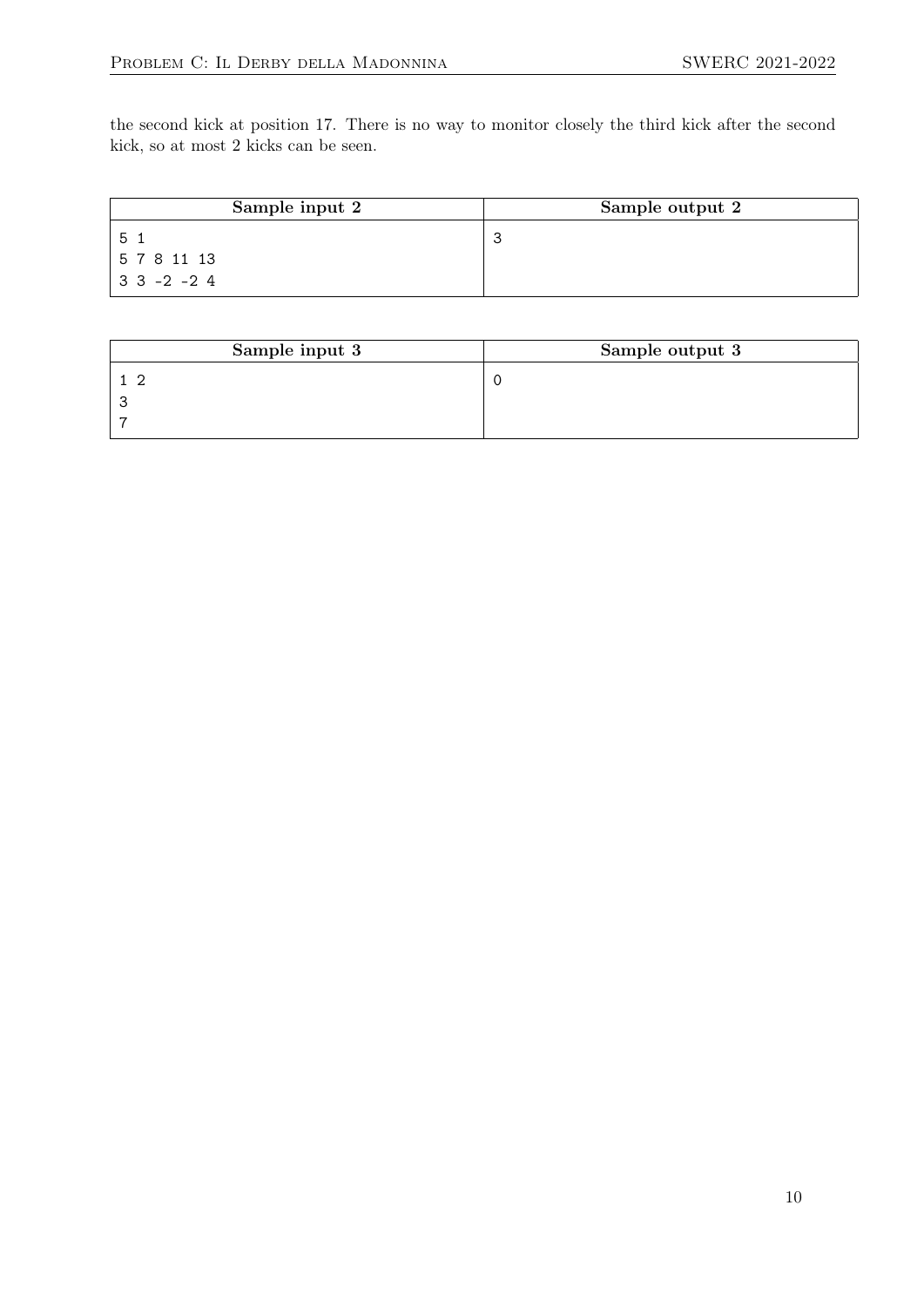the second kick at position 17. There is no way to monitor closely the third kick after the second kick, so at most 2 kicks can be seen.

| Sample input 2 | Sample output 2 |
|---|---|
| 5 1<br>5 7 8 11 13<br>3 3 -2 -2 4 | 3 |

| Sample input 3 | Sample output 3 |
|---|---|
| 1 2<br>3<br>7 | 0 |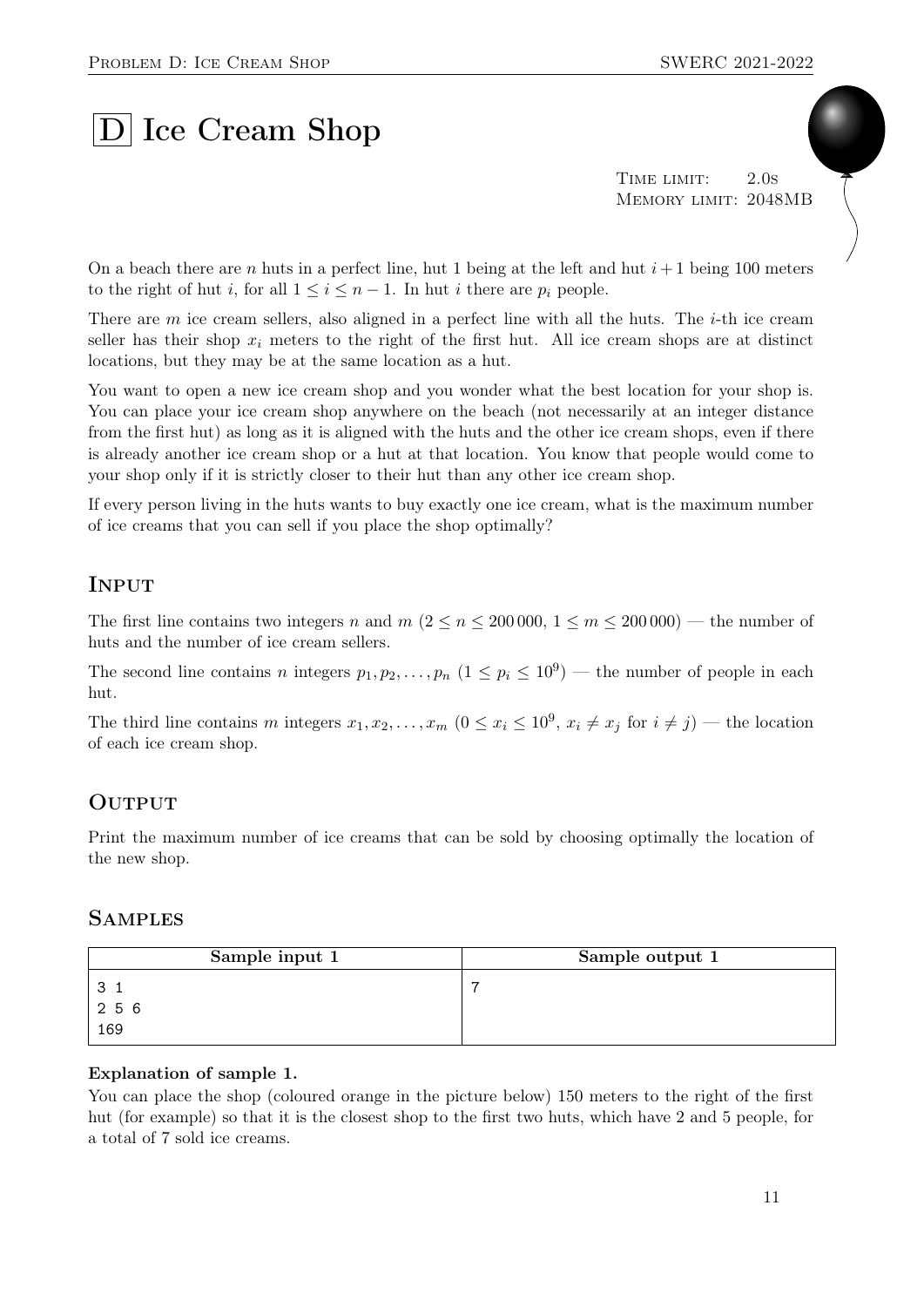# D Ice Cream Shop

Time limit: 2.0s
Memory limit: 2048MB

On a beach there are $n$ huts in a perfect line, hut 1 being at the left and hut $i+1$ being 100 meters to the right of hut $i$, for all $1 \leq i \leq n-1$. In hut $i$ there are $p_i$ people.

There are $m$ ice cream sellers, also aligned in a perfect line with all the huts. The $i$-th ice cream seller has their shop $x_i$ meters to the right of the first hut. All ice cream shops are at distinct locations, but they may be at the same location as a hut.

You want to open a new ice cream shop and you wonder what the best location for your shop is. You can place your ice cream shop anywhere on the beach (not necessarily at an integer distance from the first hut) as long as it is aligned with the huts and the other ice cream shops, even if there is already another ice cream shop or a hut at that location. You know that people would come to your shop only if it is strictly closer to their hut than any other ice cream shop.

If every person living in the huts wants to buy exactly one ice cream, what is the maximum number of ice creams that you can sell if you place the shop optimally?

## Input

The first line contains two integers $n$ and $m$ ($2 \leq n \leq 200\,000$, $1 \leq m \leq 200\,000$) — the number of huts and the number of ice cream sellers.

The second line contains $n$ integers $p_1, p_2, \ldots, p_n$ ($1 \leq p_i \leq 10^9$) — the number of people in each hut.

The third line contains $m$ integers $x_1, x_2, \ldots, x_m$ ($0 \leq x_i \leq 10^9$, $x_i \neq x_j$ for $i \neq j$) — the location of each ice cream shop.

## Output

Print the maximum number of ice creams that can be sold by choosing optimally the location of the new shop.

## Samples

| Sample input 1 | Sample output 1 |
|---|---|
| 3 1<br>2 5 6<br>169 | 7 |

**Explanation of sample 1.**
You can place the shop (coloured orange in the picture below) 150 meters to the right of the first hut (for example) so that it is the closest shop to the first two huts, which have 2 and 5 people, for a total of 7 sold ice creams.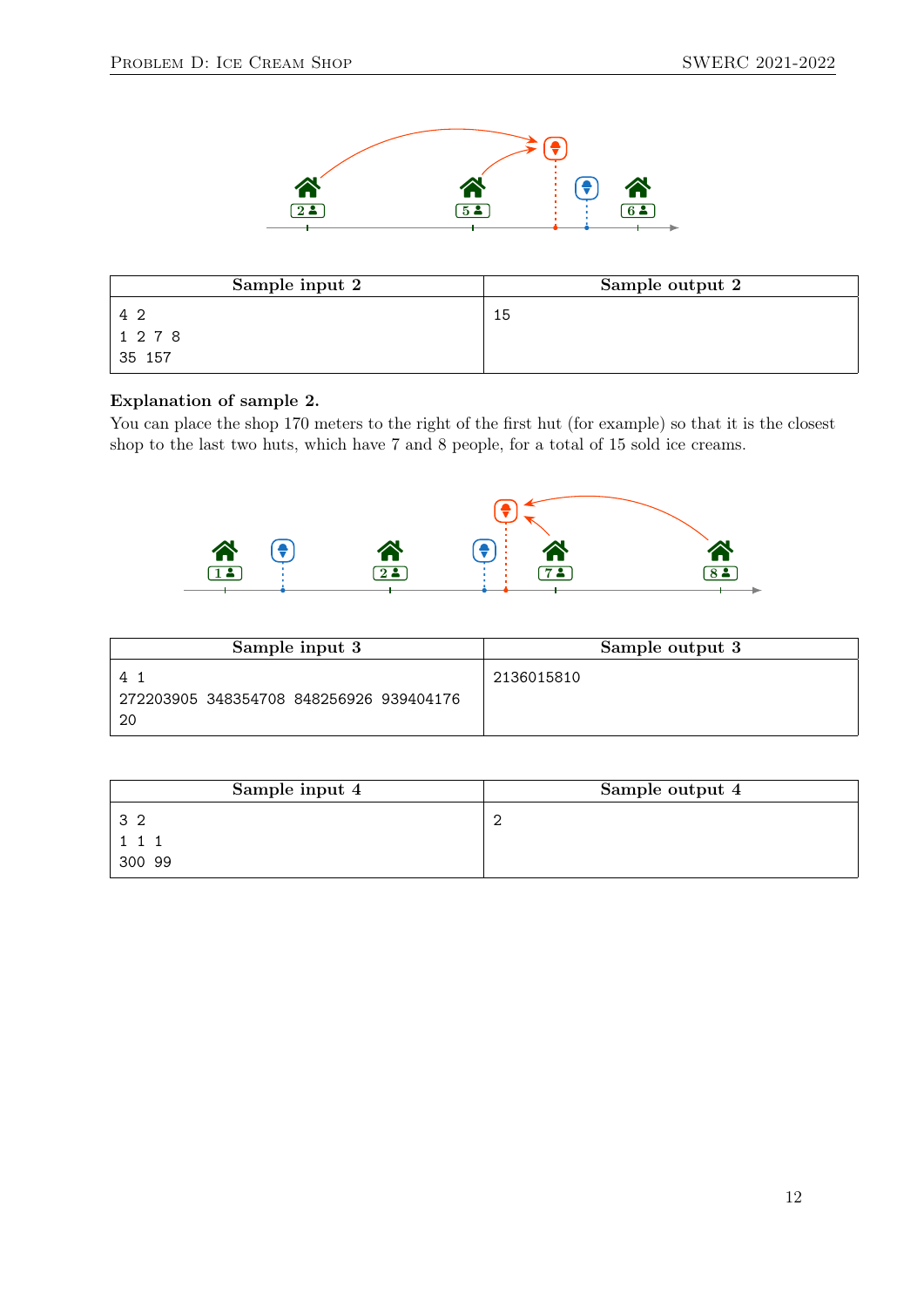| Sample input 2 | Sample output 2 |
| --- | --- |
| 4 2<br>1 2 7 8<br>35 157 | 15 |

**Explanation of sample 2.**
You can place the shop 170 meters to the right of the first hut (for example) so that it is the closest shop to the last two huts, which have 7 and 8 people, for a total of 15 sold ice creams.

| Sample input 3 | Sample output 3 |
| --- | --- |
| 4 1<br>272203905 348354708 848256926 939404176<br>20 | 2136015810 |

| Sample input 4 | Sample output 4 |
| --- | --- |
| 3 2<br>1 1 1<br>300 99 | 2 |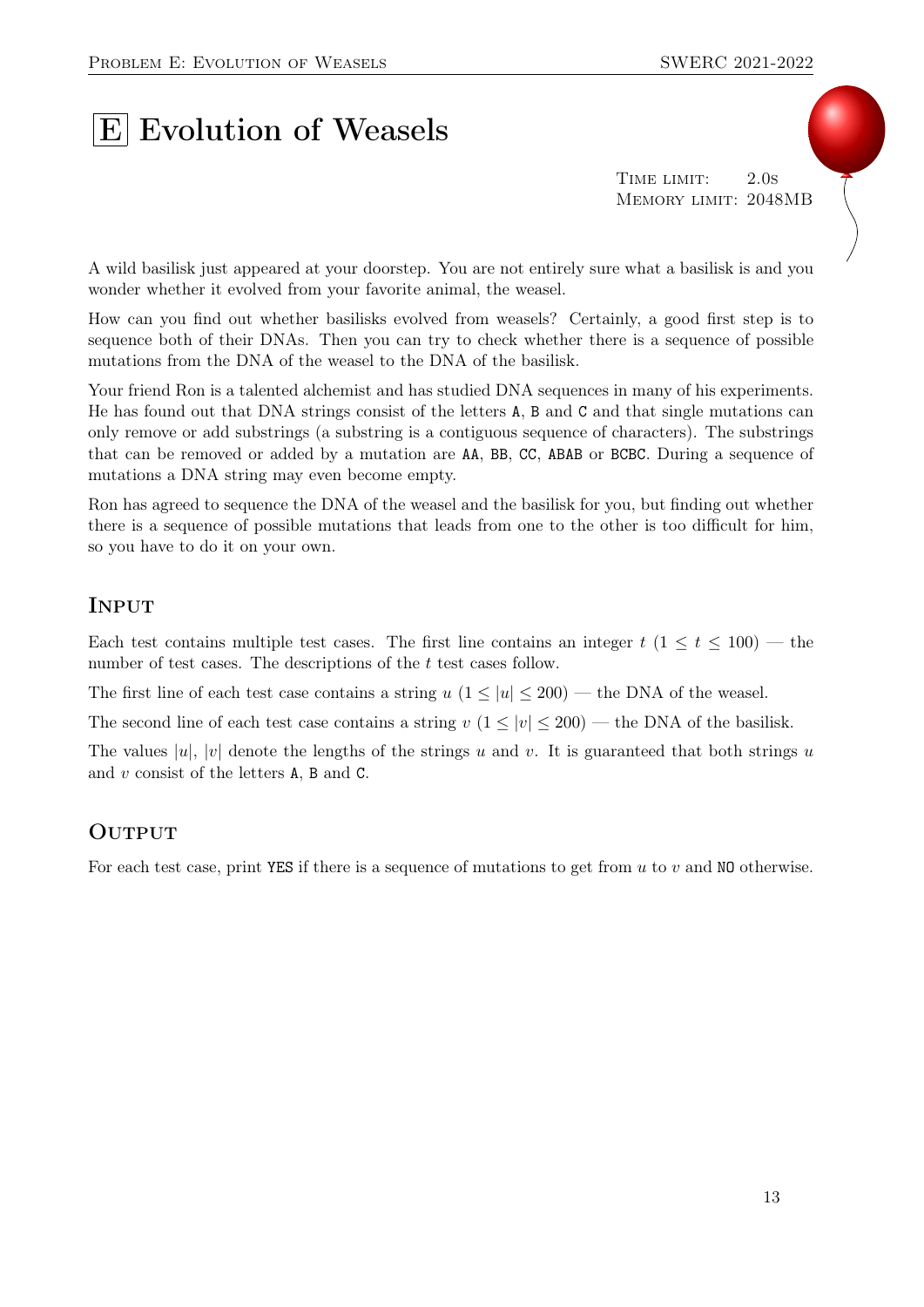# E Evolution of Weasels

Time limit: 2.0s
Memory limit: 2048MB

A wild basilisk just appeared at your doorstep. You are not entirely sure what a basilisk is and you wonder whether it evolved from your favorite animal, the weasel.

How can you find out whether basilisks evolved from weasels? Certainly, a good first step is to sequence both of their DNAs. Then you can try to check whether there is a sequence of possible mutations from the DNA of the weasel to the DNA of the basilisk.

Your friend Ron is a talented alchemist and has studied DNA sequences in many of his experiments. He has found out that DNA strings consist of the letters `A`, `B` and `C` and that single mutations can only remove or add substrings (a substring is a contiguous sequence of characters). The substrings that can be removed or added by a mutation are `AA`, `BB`, `CC`, `ABAB` or `BCBC`. During a sequence of mutations a DNA string may even become empty.

Ron has agreed to sequence the DNA of the weasel and the basilisk for you, but finding out whether there is a sequence of possible mutations that leads from one to the other is too difficult for him, so you have to do it on your own.

## Input

Each test contains multiple test cases. The first line contains an integer $t$ ($1 \leq t \leq 100$) — the number of test cases. The descriptions of the $t$ test cases follow.

The first line of each test case contains a string $u$ ($1 \leq |u| \leq 200$) — the DNA of the weasel.

The second line of each test case contains a string $v$ ($1 \leq |v| \leq 200$) — the DNA of the basilisk.

The values $|u|$, $|v|$ denote the lengths of the strings $u$ and $v$. It is guaranteed that both strings $u$ and $v$ consist of the letters `A`, `B` and `C`.

## Output

For each test case, print `YES` if there is a sequence of mutations to get from $u$ to $v$ and `NO` otherwise.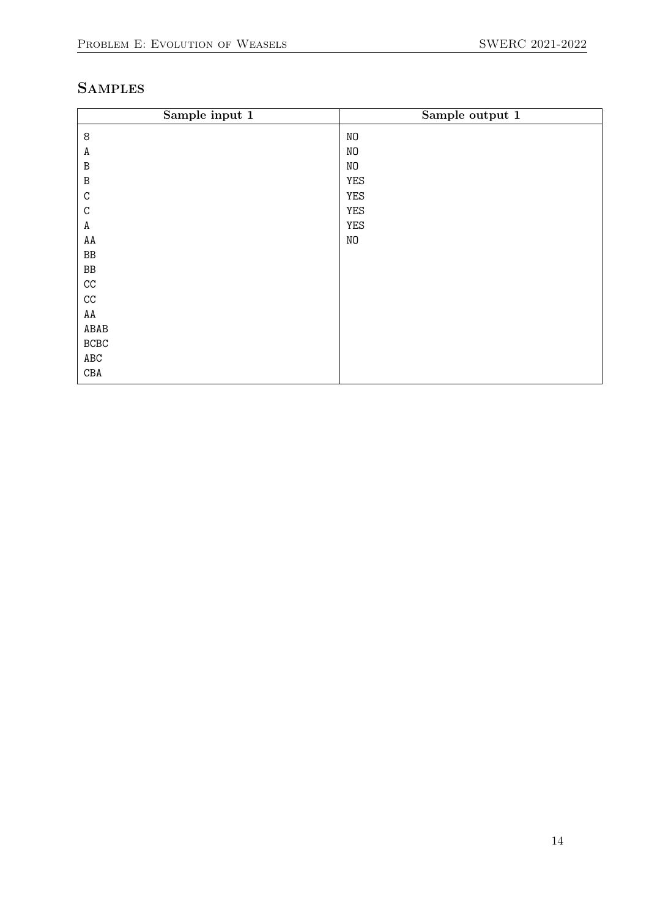## Samples

| Sample input 1 | Sample output 1 |
|---|---|
| <pre>8<br>A<br>B<br>B<br>C<br>C<br>A<br>AA<br>BB<br>BB<br>CC<br>CC<br>AA<br>ABAB<br>BCBC<br>ABC<br>CBA</pre> | <pre>NO<br>NO<br>NO<br>YES<br>YES<br>YES<br>YES<br>NO</pre> |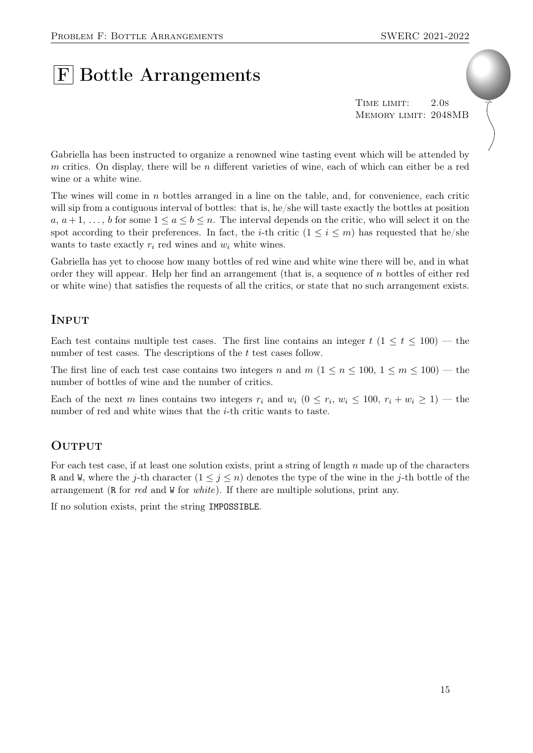# F Bottle Arrangements

Time limit: 2.0s
Memory limit: 2048MB

Gabriella has been instructed to organize a renowned wine tasting event which will be attended by $m$ critics. On display, there will be $n$ different varieties of wine, each of which can either be a red wine or a white wine.

The wines will come in $n$ bottles arranged in a line on the table, and, for convenience, each critic will sip from a contiguous interval of bottles: that is, he/she will taste exactly the bottles at position $a, a+1, \ldots, b$ for some $1 \leq a \leq b \leq n$. The interval depends on the critic, who will select it on the spot according to their preferences. In fact, the $i$-th critic ($1 \leq i \leq m$) has requested that he/she wants to taste exactly $r_i$ red wines and $w_i$ white wines.

Gabriella has yet to choose how many bottles of red wine and white wine there will be, and in what order they will appear. Help her find an arrangement (that is, a sequence of $n$ bottles of either red or white wine) that satisfies the requests of all the critics, or state that no such arrangement exists.

## Input

Each test contains multiple test cases. The first line contains an integer $t$ ($1 \leq t \leq 100$) — the number of test cases. The descriptions of the $t$ test cases follow.

The first line of each test case contains two integers $n$ and $m$ ($1 \leq n \leq 100$, $1 \leq m \leq 100$) — the number of bottles of wine and the number of critics.

Each of the next $m$ lines contains two integers $r_i$ and $w_i$ ($0 \leq r_i, w_i \leq 100$, $r_i + w_i \geq 1$) — the number of red and white wines that the $i$-th critic wants to taste.

## Output

For each test case, if at least one solution exists, print a string of length $n$ made up of the characters R and W, where the $j$-th character ($1 \leq j \leq n$) denotes the type of the wine in the $j$-th bottle of the arrangement (R for *red* and W for *white*). If there are multiple solutions, print any.

If no solution exists, print the string IMPOSSIBLE.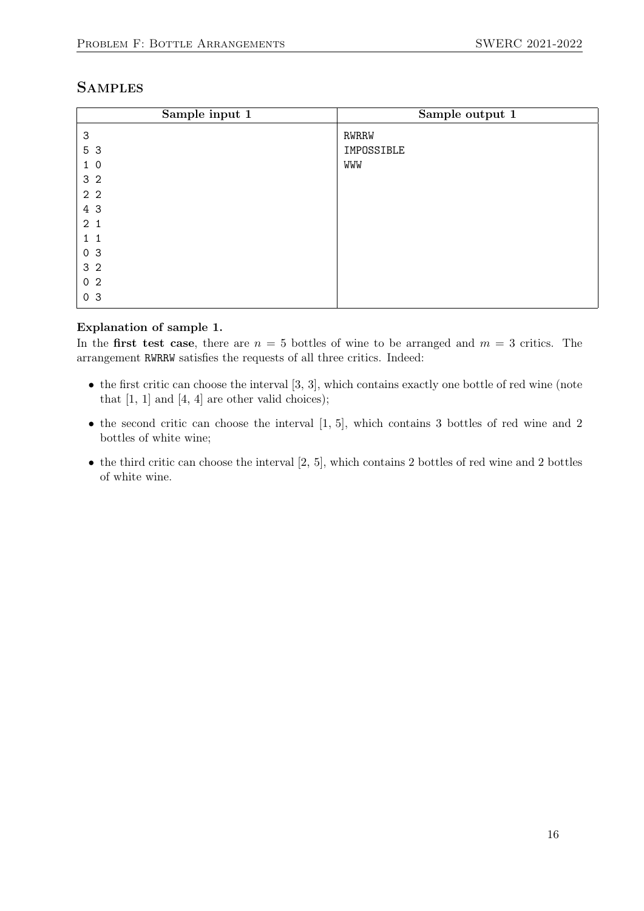## Samples

| Sample input 1 | Sample output 1 |
|---|---|
| 3<br>5 3<br>1 0<br>3 2<br>2 2<br>4 3<br>2 1<br>1 1<br>0 3<br>3 2<br>0 2<br>0 3 | RWRRW<br>IMPOSSIBLE<br>WWW |

**Explanation of sample 1.**

In the **first test case**, there are $n = 5$ bottles of wine to be arranged and $m = 3$ critics. The arrangement RWRRW satisfies the requests of all three critics. Indeed:

- the first critic can choose the interval [3, 3], which contains exactly one bottle of red wine (note that [1, 1] and [4, 4] are other valid choices);
- the second critic can choose the interval [1, 5], which contains 3 bottles of red wine and 2 bottles of white wine;
- the third critic can choose the interval [2, 5], which contains 2 bottles of red wine and 2 bottles of white wine.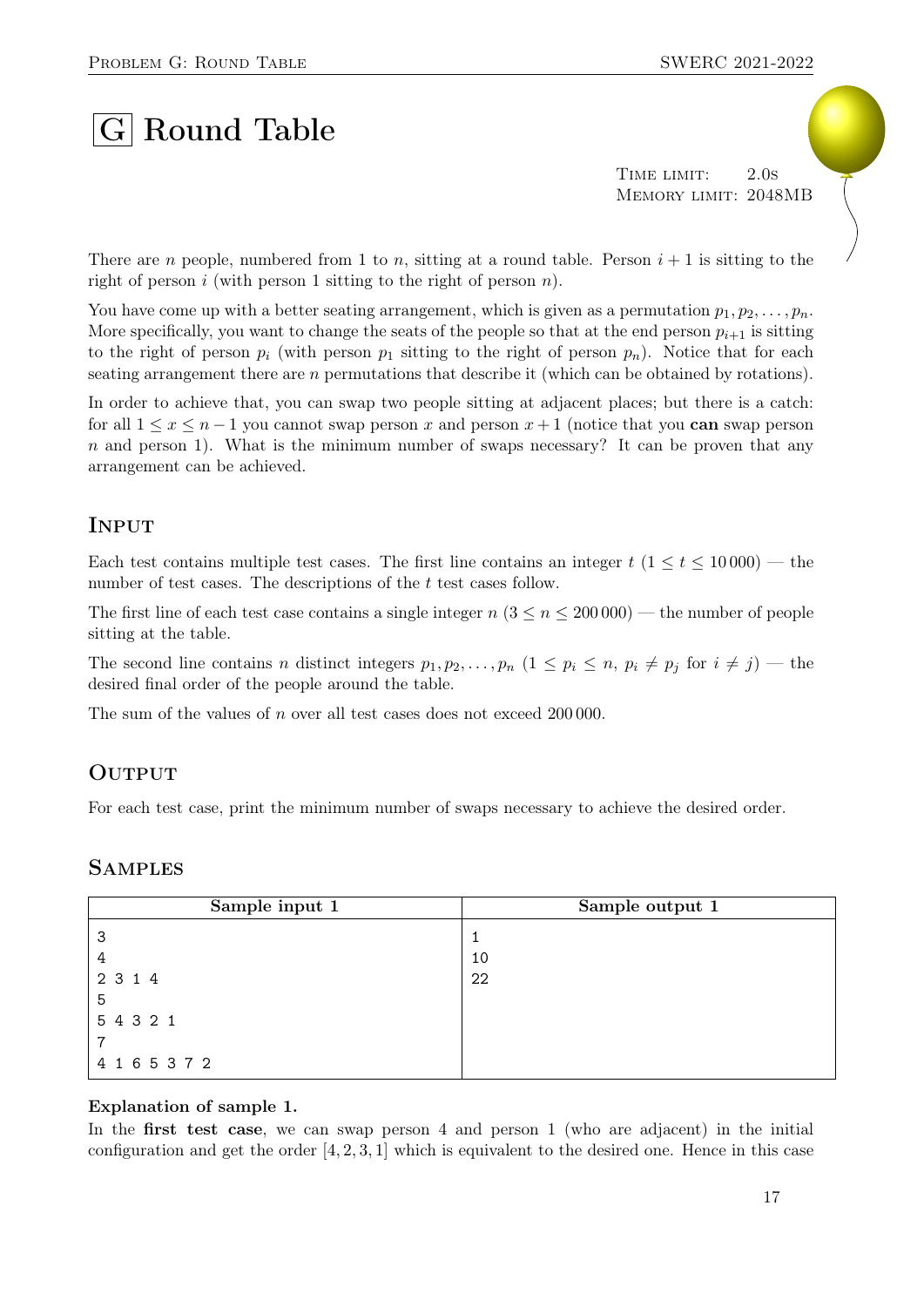# G Round Table

Time limit: 2.0s
Memory limit: 2048MB

There are $n$ people, numbered from 1 to $n$, sitting at a round table. Person $i+1$ is sitting to the right of person $i$ (with person 1 sitting to the right of person $n$).

You have come up with a better seating arrangement, which is given as a permutation $p_1, p_2, \dots, p_n$. More specifically, you want to change the seats of the people so that at the end person $p_{i+1}$ is sitting to the right of person $p_i$ (with person $p_1$ sitting to the right of person $p_n$). Notice that for each seating arrangement there are $n$ permutations that describe it (which can be obtained by rotations).

In order to achieve that, you can swap two people sitting at adjacent places; but there is a catch: for all $1 \le x \le n-1$ you cannot swap person $x$ and person $x+1$ (notice that you **can** swap person $n$ and person 1). What is the minimum number of swaps necessary? It can be proven that any arrangement can be achieved.

## Input

Each test contains multiple test cases. The first line contains an integer $t$ ($1 \le t \le 10\,000$) — the number of test cases. The descriptions of the $t$ test cases follow.

The first line of each test case contains a single integer $n$ ($3 \le n \le 200\,000$) — the number of people sitting at the table.

The second line contains $n$ distinct integers $p_1, p_2, \dots, p_n$ ($1 \le p_i \le n$, $p_i \ne p_j$ for $i \ne j$) — the desired final order of the people around the table.

The sum of the values of $n$ over all test cases does not exceed $200\,000$.

## Output

For each test case, print the minimum number of swaps necessary to achieve the desired order.

## Samples

| Sample input 1 | Sample output 1 |
|---|---|
| 3<br>4<br>2 3 1 4<br>5<br>5 4 3 2 1<br>7<br>4 1 6 5 3 7 2 | 1<br>10<br>22 |

**Explanation of sample 1.**

In the **first test case**, we can swap person 4 and person 1 (who are adjacent) in the initial configuration and get the order $[4, 2, 3, 1]$ which is equivalent to the desired one. Hence in this case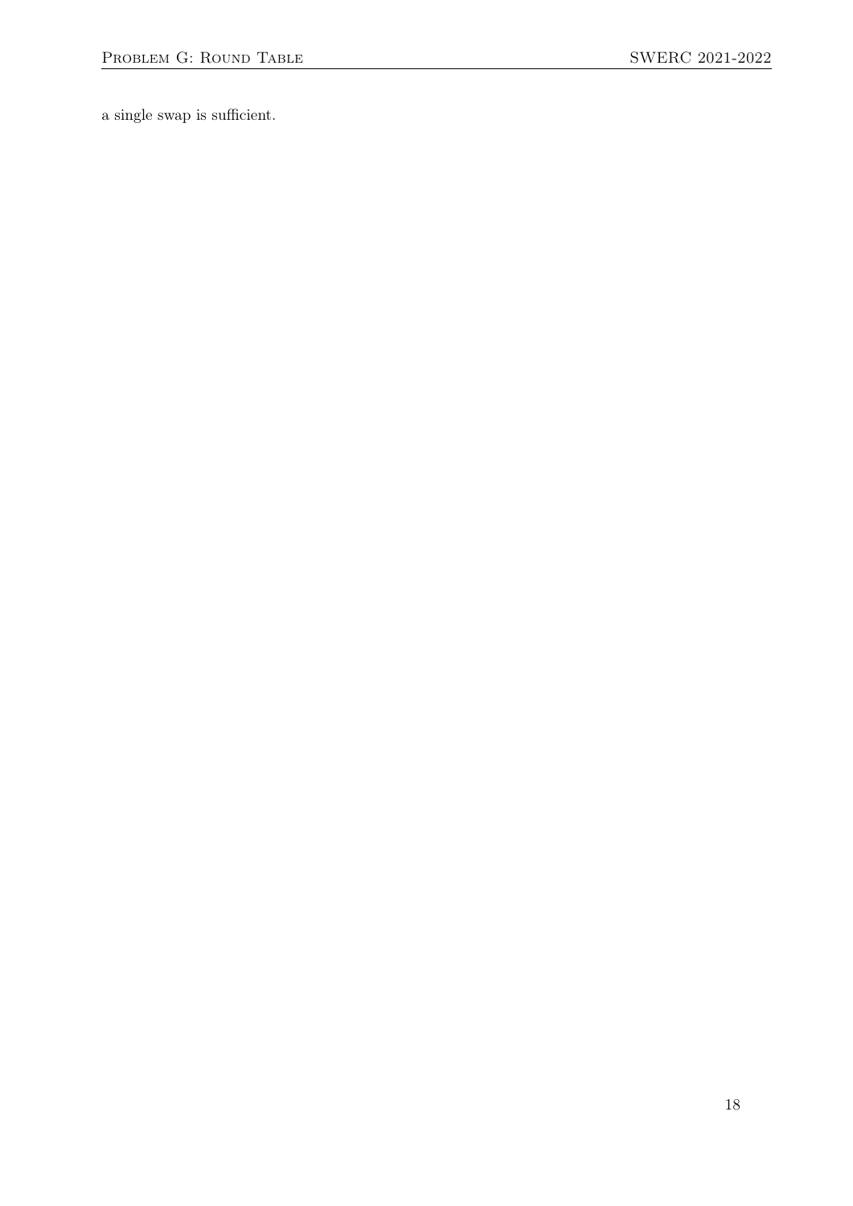a single swap is sufficient.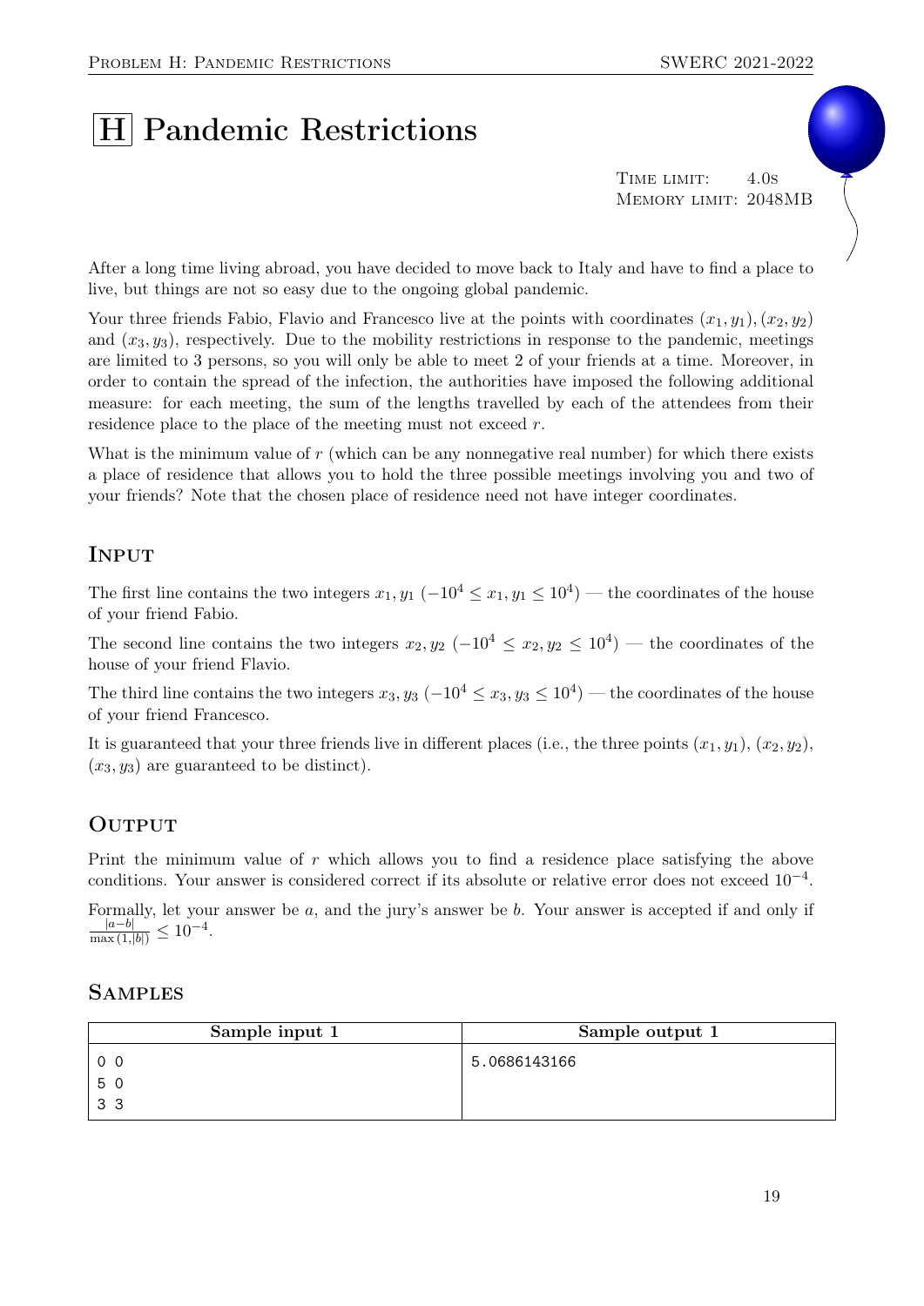# H Pandemic Restrictions

Time limit: 4.0s
Memory limit: 2048MB

After a long time living abroad, you have decided to move back to Italy and have to find a place to live, but things are not so easy due to the ongoing global pandemic.

Your three friends Fabio, Flavio and Francesco live at the points with coordinates $(x_1, y_1), (x_2, y_2)$ and $(x_3, y_3)$, respectively. Due to the mobility restrictions in response to the pandemic, meetings are limited to 3 persons, so you will only be able to meet 2 of your friends at a time. Moreover, in order to contain the spread of the infection, the authorities have imposed the following additional measure: for each meeting, the sum of the lengths travelled by each of the attendees from their residence place to the place of the meeting must not exceed $r$.

What is the minimum value of $r$ (which can be any nonnegative real number) for which there exists a place of residence that allows you to hold the three possible meetings involving you and two of your friends? Note that the chosen place of residence need not have integer coordinates.

## Input

The first line contains the two integers $x_1, y_1$ $(-10^4 \le x_1, y_1 \le 10^4)$ — the coordinates of the house of your friend Fabio.

The second line contains the two integers $x_2, y_2$ $(-10^4 \le x_2, y_2 \le 10^4)$ — the coordinates of the house of your friend Flavio.

The third line contains the two integers $x_3, y_3$ $(-10^4 \le x_3, y_3 \le 10^4)$ — the coordinates of the house of your friend Francesco.

It is guaranteed that your three friends live in different places (i.e., the three points $(x_1, y_1)$, $(x_2, y_2)$, $(x_3, y_3)$ are guaranteed to be distinct).

## Output

Print the minimum value of $r$ which allows you to find a residence place satisfying the above conditions. Your answer is considered correct if its absolute or relative error does not exceed $10^{-4}$.

Formally, let your answer be $a$, and the jury's answer be $b$. Your answer is accepted if and only if $\frac{|a-b|}{\max(1,|b|)} \le 10^{-4}$.

## Samples

| Sample input 1 | Sample output 1 |
|---|---|
| 0 0<br>5 0<br>3 3 | 5.0686143166 |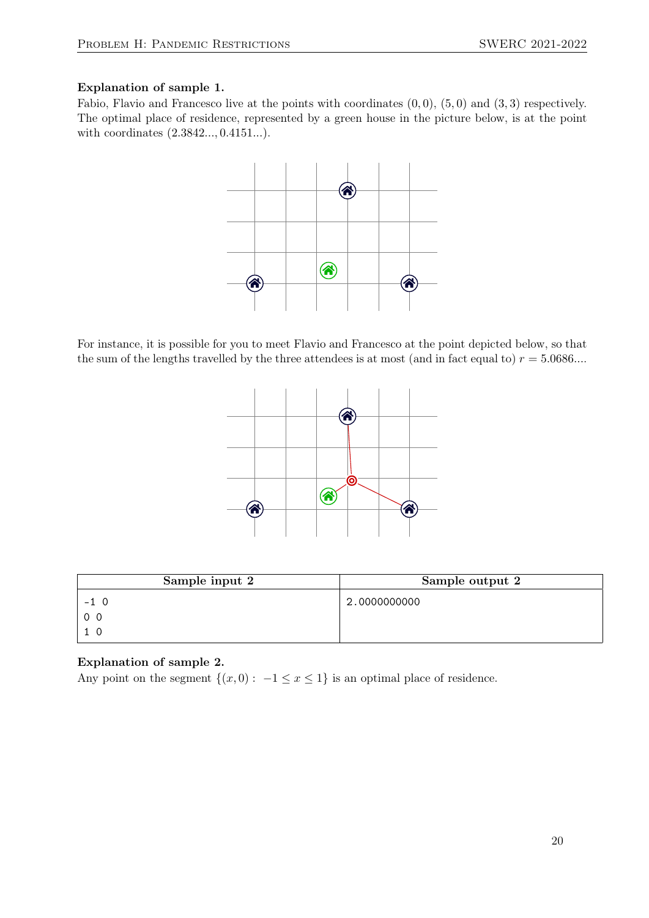**Explanation of sample 1.**

Fabio, Flavio and Francesco live at the points with coordinates $(0, 0)$, $(5, 0)$ and $(3, 3)$ respectively. The optimal place of residence, represented by a green house in the picture below, is at the point with coordinates $(2.3842..., 0.4151...)$.

For instance, it is possible for you to meet Flavio and Francesco at the point depicted below, so that the sum of the lengths travelled by the three attendees is at most (and in fact equal to) $r = 5.0686...$.

| Sample input 2 | Sample output 2 |
|---|---|
| <pre>-1 0<br>0 0<br>1 0</pre> | <pre>2.0000000000</pre> |

**Explanation of sample 2.**

Any point on the segment $\{(x, 0) : \ -1 \leq x \leq 1\}$ is an optimal place of residence.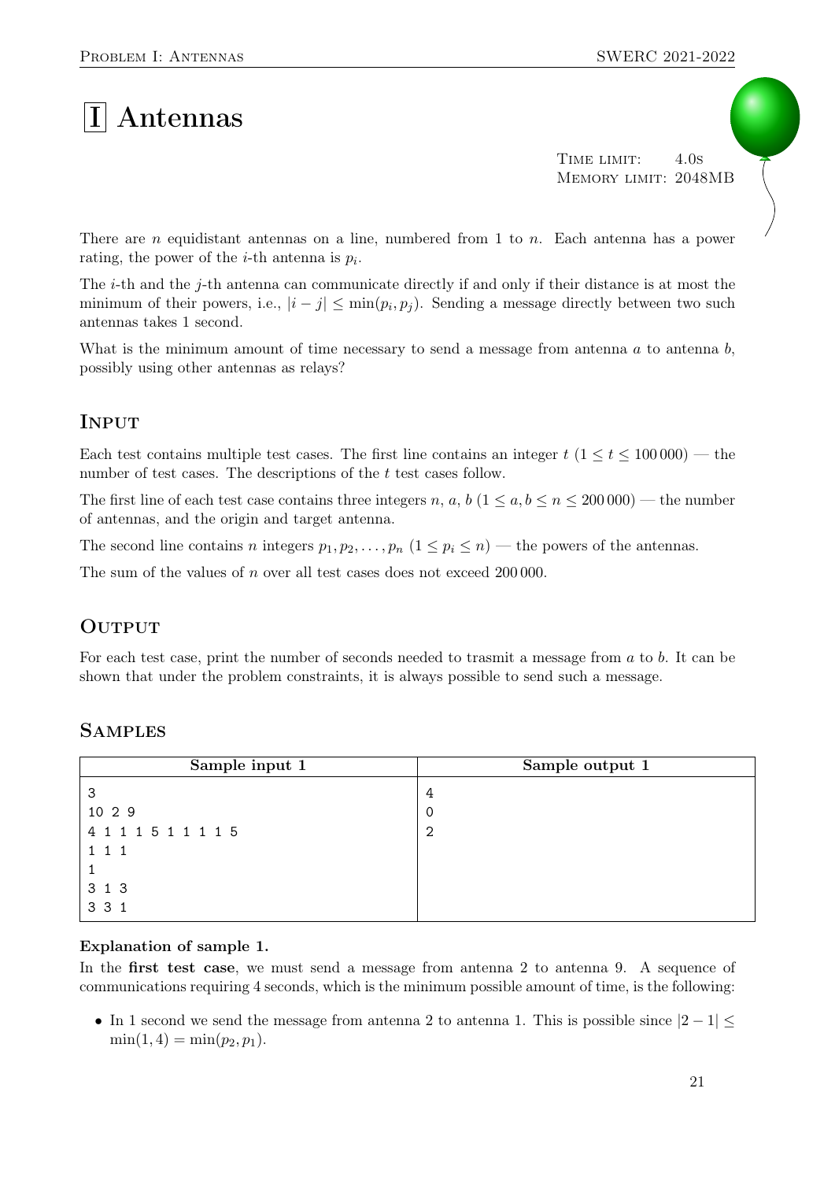# I Antennas

Time limit: 4.0s
Memory limit: 2048MB

There are $n$ equidistant antennas on a line, numbered from 1 to $n$. Each antenna has a power rating, the power of the $i$-th antenna is $p_i$.

The $i$-th and the $j$-th antenna can communicate directly if and only if their distance is at most the minimum of their powers, i.e., $|i - j| \le \min(p_i, p_j)$. Sending a message directly between two such antennas takes 1 second.

What is the minimum amount of time necessary to send a message from antenna $a$ to antenna $b$, possibly using other antennas as relays?

## Input

Each test contains multiple test cases. The first line contains an integer $t$ ($1 \le t \le 100\,000$) — the number of test cases. The descriptions of the $t$ test cases follow.

The first line of each test case contains three integers $n$, $a$, $b$ ($1 \le a, b \le n \le 200\,000$) — the number of antennas, and the origin and target antenna.

The second line contains $n$ integers $p_1, p_2, \ldots, p_n$ ($1 \le p_i \le n$) — the powers of the antennas.

The sum of the values of $n$ over all test cases does not exceed $200\,000$.

## Output

For each test case, print the number of seconds needed to trasmit a message from $a$ to $b$. It can be shown that under the problem constraints, it is always possible to send such a message.

## Samples

| Sample input 1 | Sample output 1 |
|---|---|
| 3<br>10 2 9<br>4 1 1 1 5 1 1 1 1 5<br>1 1 1<br>1<br>3 1 3<br>3 3 1 | 4<br>0<br>2 |

**Explanation of sample 1.**
In the **first test case**, we must send a message from antenna 2 to antenna 9. A sequence of communications requiring 4 seconds, which is the minimum possible amount of time, is the following:

- In 1 second we send the message from antenna 2 to antenna 1. This is possible since $|2 - 1| \le \min(1, 4) = \min(p_2, p_1)$.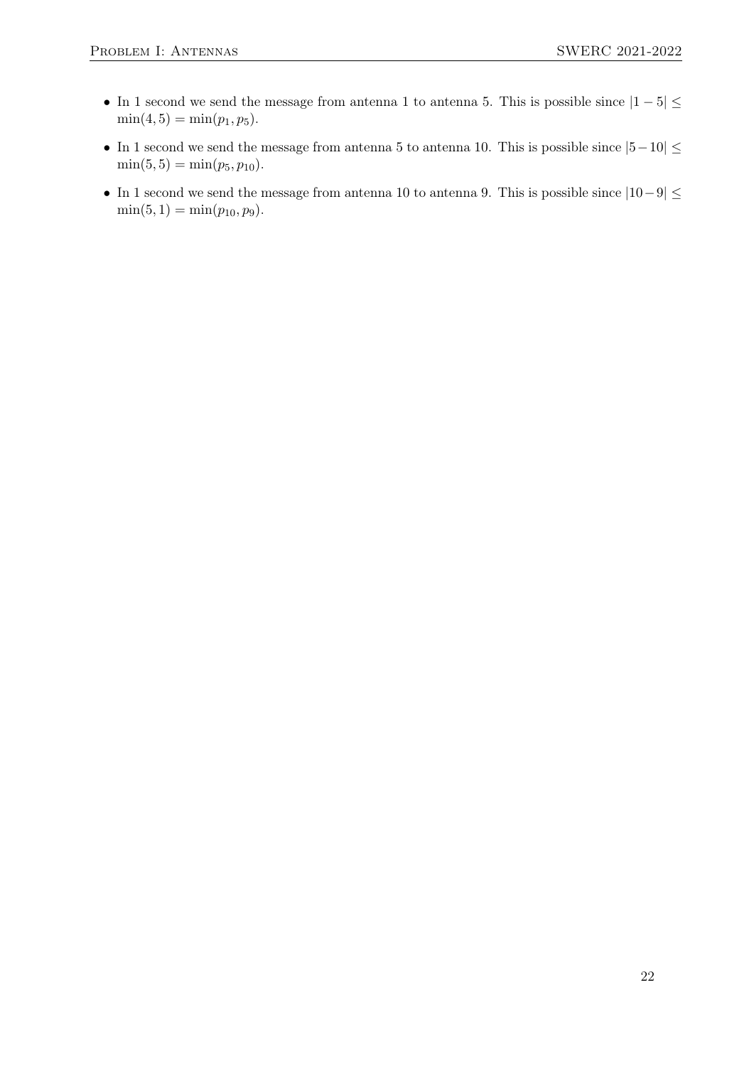- In 1 second we send the message from antenna 1 to antenna 5. This is possible since $|1-5| \leq \min(4,5) = \min(p_1, p_5)$.
- In 1 second we send the message from antenna 5 to antenna 10. This is possible since $|5-10| \leq \min(5,5) = \min(p_5, p_{10})$.
- In 1 second we send the message from antenna 10 to antenna 9. This is possible since $|10-9| \leq \min(5,1) = \min(p_{10}, p_9)$.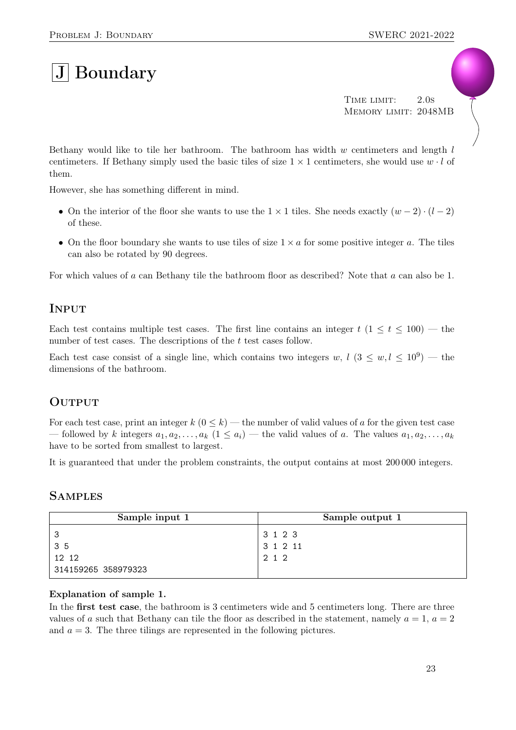# J Boundary

Time limit: 2.0s
Memory limit: 2048MB

Bethany would like to tile her bathroom. The bathroom has width $w$ centimeters and length $l$ centimeters. If Bethany simply used the basic tiles of size $1 \times 1$ centimeters, she would use $w \cdot l$ of them.

However, she has something different in mind.

- On the interior of the floor she wants to use the $1 \times 1$ tiles. She needs exactly $(w-2) \cdot (l-2)$ of these.
- On the floor boundary she wants to use tiles of size $1 \times a$ for some positive integer $a$. The tiles can also be rotated by 90 degrees.

For which values of $a$ can Bethany tile the bathroom floor as described? Note that $a$ can also be 1.

## Input

Each test contains multiple test cases. The first line contains an integer $t$ ($1 \le t \le 100$) — the number of test cases. The descriptions of the $t$ test cases follow.

Each test case consist of a single line, which contains two integers $w$, $l$ ($3 \le w, l \le 10^9$) — the dimensions of the bathroom.

## Output

For each test case, print an integer $k$ ($0 \le k$) — the number of valid values of $a$ for the given test case — followed by $k$ integers $a_1, a_2, \ldots, a_k$ ($1 \le a_i$) — the valid values of $a$. The values $a_1, a_2, \ldots, a_k$ have to be sorted from smallest to largest.

It is guaranteed that under the problem constraints, the output contains at most 200 000 integers.

## Samples

| Sample input 1 | Sample output 1 |
|---|---|
| 3<br>3 5<br>12 12<br>314159265 358979323 | 3 1 2 3<br>3 1 2 11<br>2 1 2 |

**Explanation of sample 1.**

In the **first test case**, the bathroom is 3 centimeters wide and 5 centimeters long. There are three values of $a$ such that Bethany can tile the floor as described in the statement, namely $a = 1$, $a = 2$ and $a = 3$. The three tilings are represented in the following pictures.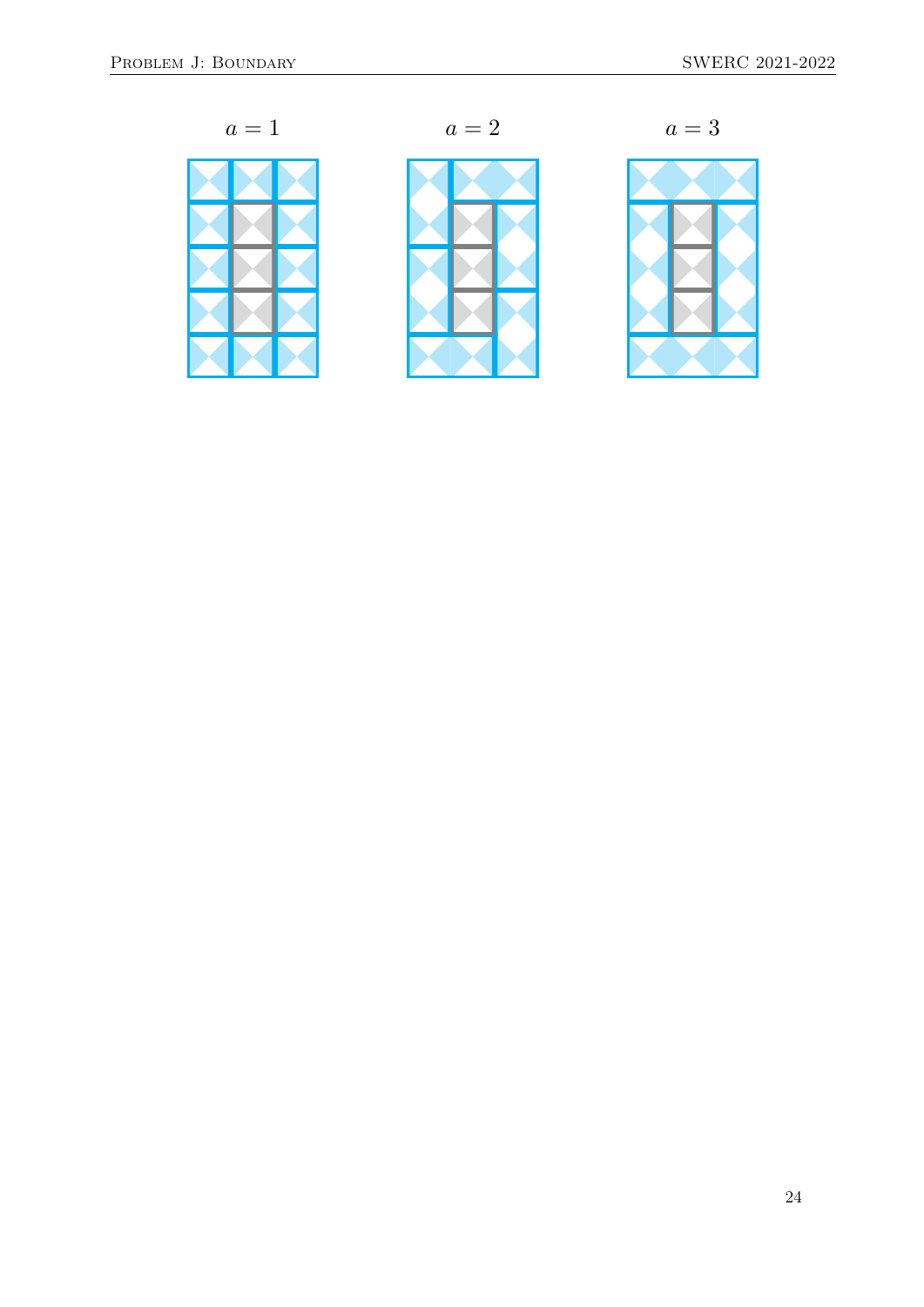$a = 1$ $a = 2$ $a = 3$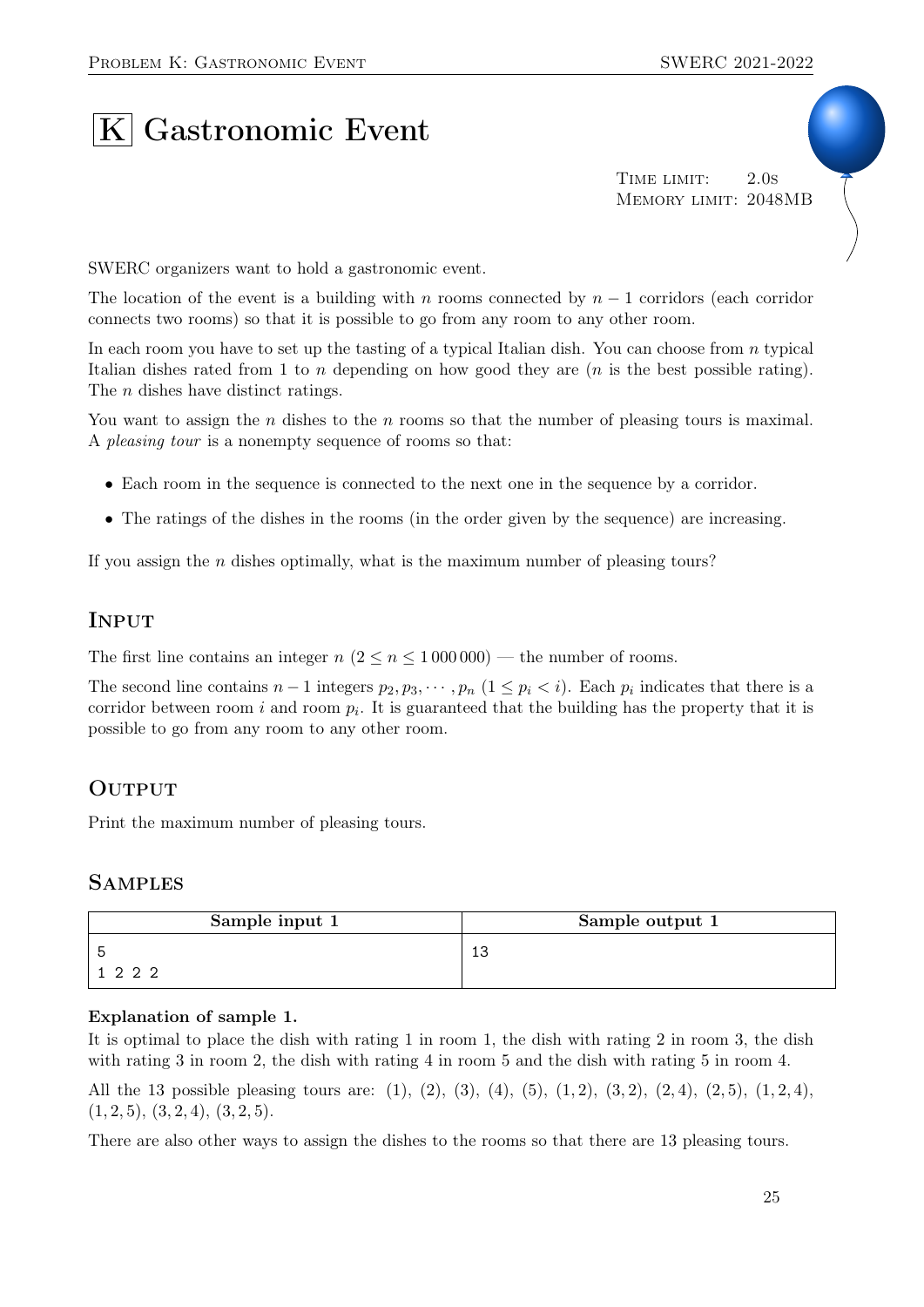# K Gastronomic Event

Time limit: 2.0s
Memory limit: 2048MB

SWERC organizers want to hold a gastronomic event.

The location of the event is a building with $n$ rooms connected by $n-1$ corridors (each corridor connects two rooms) so that it is possible to go from any room to any other room.

In each room you have to set up the tasting of a typical Italian dish. You can choose from $n$ typical Italian dishes rated from 1 to $n$ depending on how good they are ($n$ is the best possible rating). The $n$ dishes have distinct ratings.

You want to assign the $n$ dishes to the $n$ rooms so that the number of pleasing tours is maximal. A *pleasing tour* is a nonempty sequence of rooms so that:

- Each room in the sequence is connected to the next one in the sequence by a corridor.
- The ratings of the dishes in the rooms (in the order given by the sequence) are increasing.

If you assign the $n$ dishes optimally, what is the maximum number of pleasing tours?

## Input

The first line contains an integer $n$ ($2 \leq n \leq 1\,000\,000$) — the number of rooms.

The second line contains $n-1$ integers $p_2, p_3, \cdots, p_n$ ($1 \leq p_i < i$). Each $p_i$ indicates that there is a corridor between room $i$ and room $p_i$. It is guaranteed that the building has the property that it is possible to go from any room to any other room.

## Output

Print the maximum number of pleasing tours.

## Samples

| Sample input 1 | Sample output 1 |
|---|---|
| 5<br>1 2 2 2 | 13 |

**Explanation of sample 1.**

It is optimal to place the dish with rating 1 in room 1, the dish with rating 2 in room 3, the dish with rating 3 in room 2, the dish with rating 4 in room 5 and the dish with rating 5 in room 4.

All the 13 possible pleasing tours are: (1), (2), (3), (4), (5), (1, 2), (3, 2), (2, 4), (2, 5), (1, 2, 4), (1, 2, 5), (3, 2, 4), (3, 2, 5).

There are also other ways to assign the dishes to the rooms so that there are 13 pleasing tours.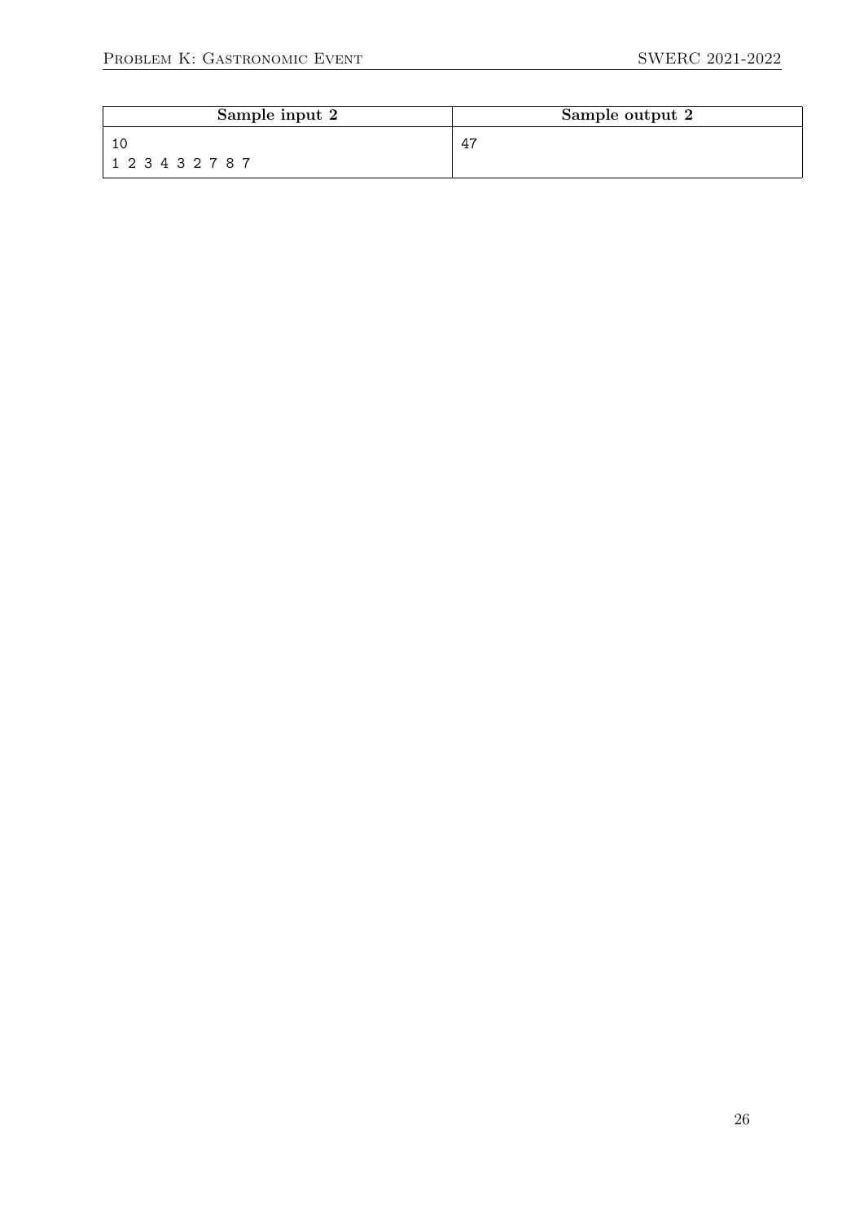| Sample input 2 | Sample output 2 |
| --- | --- |
| 10<br>1 2 3 4 3 2 7 8 7 | 47 |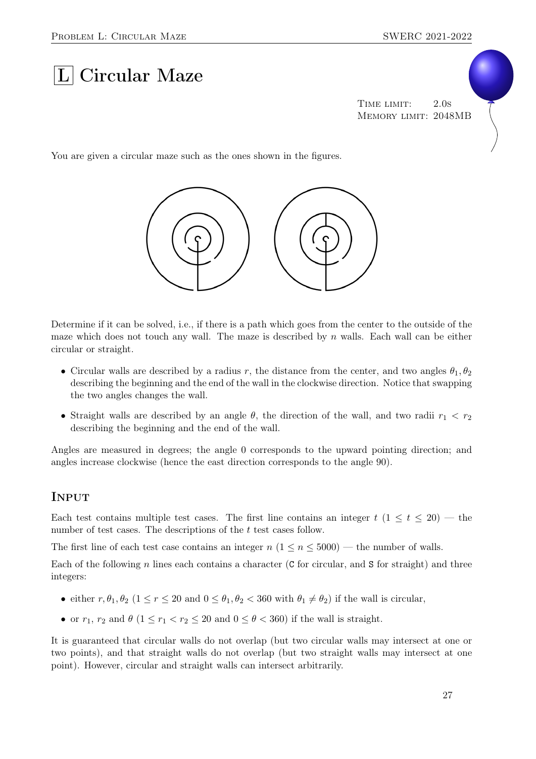# L Circular Maze

Time limit: 2.0s
Memory limit: 2048MB

You are given a circular maze such as the ones shown in the figures.

Determine if it can be solved, i.e., if there is a path which goes from the center to the outside of the maze which does not touch any wall. The maze is described by $n$ walls. Each wall can be either circular or straight.

- Circular walls are described by a radius $r$, the distance from the center, and two angles $\theta_1, \theta_2$ describing the beginning and the end of the wall in the clockwise direction. Notice that swapping the two angles changes the wall.
- Straight walls are described by an angle $\theta$, the direction of the wall, and two radii $r_1 < r_2$ describing the beginning and the end of the wall.

Angles are measured in degrees; the angle 0 corresponds to the upward pointing direction; and angles increase clockwise (hence the east direction corresponds to the angle 90).

## Input

Each test contains multiple test cases. The first line contains an integer $t$ ($1 \le t \le 20$) — the number of test cases. The descriptions of the $t$ test cases follow.

The first line of each test case contains an integer $n$ ($1 \le n \le 5000$) — the number of walls.

Each of the following $n$ lines each contains a character (C for circular, and S for straight) and three integers:

- either $r, \theta_1, \theta_2$ ($1 \le r \le 20$ and $0 \le \theta_1, \theta_2 < 360$ with $\theta_1 \ne \theta_2$) if the wall is circular,
- or $r_1$, $r_2$ and $\theta$ ($1 \le r_1 < r_2 \le 20$ and $0 \le \theta < 360$) if the wall is straight.

It is guaranteed that circular walls do not overlap (but two circular walls may intersect at one or two points), and that straight walls do not overlap (but two straight walls may intersect at one point). However, circular and straight walls can intersect arbitrarily.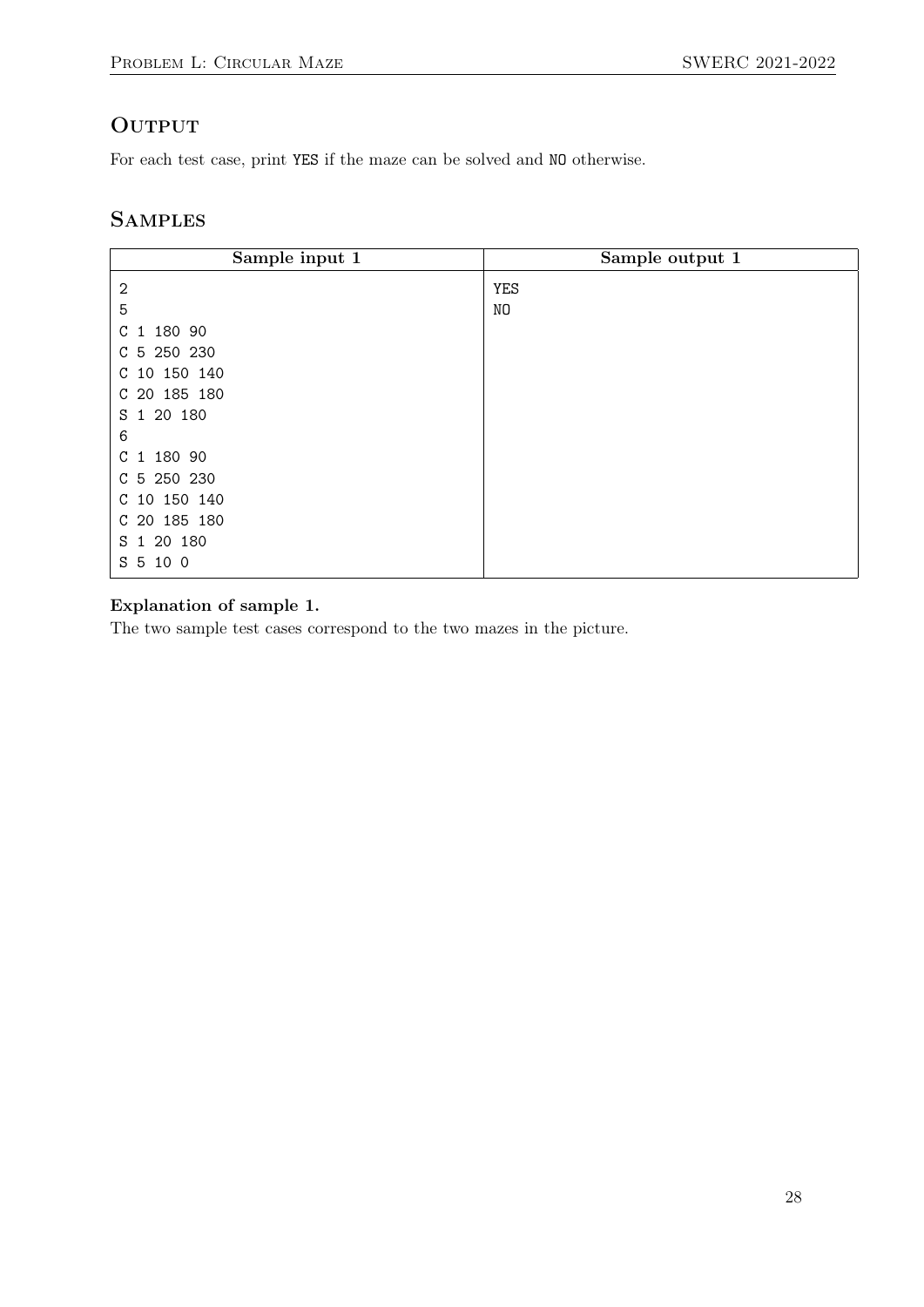## Output

For each test case, print `YES` if the maze can be solved and `NO` otherwise.

## Samples

| Sample input 1 | Sample output 1 |
|---|---|
| 2<br>5<br>C 1 180 90<br>C 5 250 230<br>C 10 150 140<br>C 20 185 180<br>S 1 20 180<br>6<br>C 1 180 90<br>C 5 250 230<br>C 10 150 140<br>C 20 185 180<br>S 1 20 180<br>S 5 10 0 | YES<br>NO |

**Explanation of sample 1.**
The two sample test cases correspond to the two mazes in the picture.